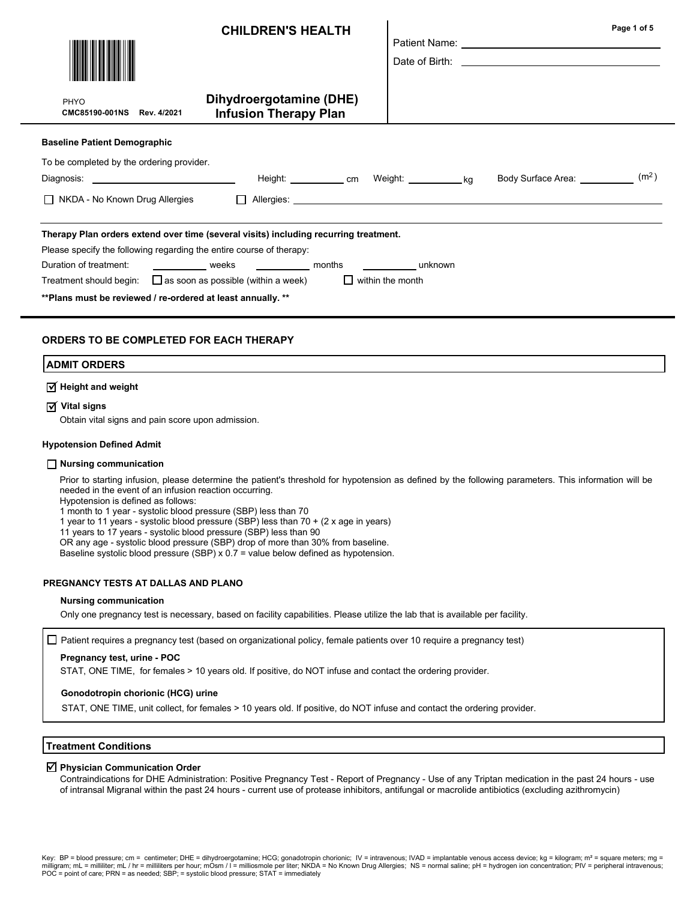# CHILDREN'S HEALTH

PHYO
**CMC85190-001NS Rev. 4/2021**

## Dihydroergotamine (DHE) Infusion Therapy Plan

Patient Name: ______________________

Date of Birth: ______________________

**Baseline Patient Demographic**

To be completed by the ordering provider.

Diagnosis: ______________ Height: ________ cm Weight: ________ kg Body Surface Area: ________ ($m^2$)

☐ NKDA - No Known Drug Allergies ☐ Allergies: ______________________

**Therapy Plan orders extend over time (several visits) including recurring treatment.**

Please specify the following regarding the entire course of therapy:

Duration of treatment: ________ weeks ________ months ________ unknown

Treatment should begin: ☐ as soon as possible (within a week) ☐ within the month

**\*\*Plans must be reviewed / re-ordered at least annually.\*\***

## ORDERS TO BE COMPLETED FOR EACH THERAPY

### ADMIT ORDERS

☑ **Height and weight**

☑ **Vital signs**

Obtain vital signs and pain score upon admission.

**Hypotension Defined Admit**

☐ **Nursing communication**

Prior to starting infusion, please determine the patient's threshold for hypotension as defined by the following parameters. This information will be needed in the event of an infusion reaction occurring.
Hypotension is defined as follows:
1 month to 1 year - systolic blood pressure (SBP) less than 70
1 year to 11 years - systolic blood pressure (SBP) less than 70 + (2 x age in years)
11 years to 17 years - systolic blood pressure (SBP) less than 90
OR any age - systolic blood pressure (SBP) drop of more than 30% from baseline.
Baseline systolic blood pressure (SBP) x 0.7 = value below defined as hypotension.

**PREGNANCY TESTS AT DALLAS AND PLANO**

**Nursing communication**

Only one pregnancy test is necessary, based on facility capabilities. Please utilize the lab that is available per facility.

☐ Patient requires a pregnancy test (based on organizational policy, female patients over 10 require a pregnancy test)

**Pregnancy test, urine - POC**

STAT, ONE TIME, for females > 10 years old. If positive, do NOT infuse and contact the ordering provider.

**Gonodotropin chorionic (HCG) urine**

STAT, ONE TIME, unit collect, for females > 10 years old. If positive, do NOT infuse and contact the ordering provider.

### Treatment Conditions

☑ **Physician Communication Order**

Contraindications for DHE Administration: Positive Pregnancy Test - Report of Pregnancy - Use of any Triptan medication in the past 24 hours - use of intransal Migranal within the past 24 hours - current use of protease inhibitors, antifungal or macrolide antibiotics (excluding azithromycin)

Key: BP = blood pressure; cm = centimeter; DHE = dihydroergotamine; HCG; gonadotropin chorionic; IV = intravenous; IVAD = implantable venous access device; kg = kilogram; m² = square meters; mg = milligram; mL = milliliter; mL / hr = milliliters per hour; mOsm / l = milliosmole per liter; NKDA = No Known Drug Allergies; NS = normal saline; pH = hydrogen ion concentration; PIV = peripheral intravenous; POC = point of care; PRN = as needed; SBP; = systolic blood pressure; STAT = immediately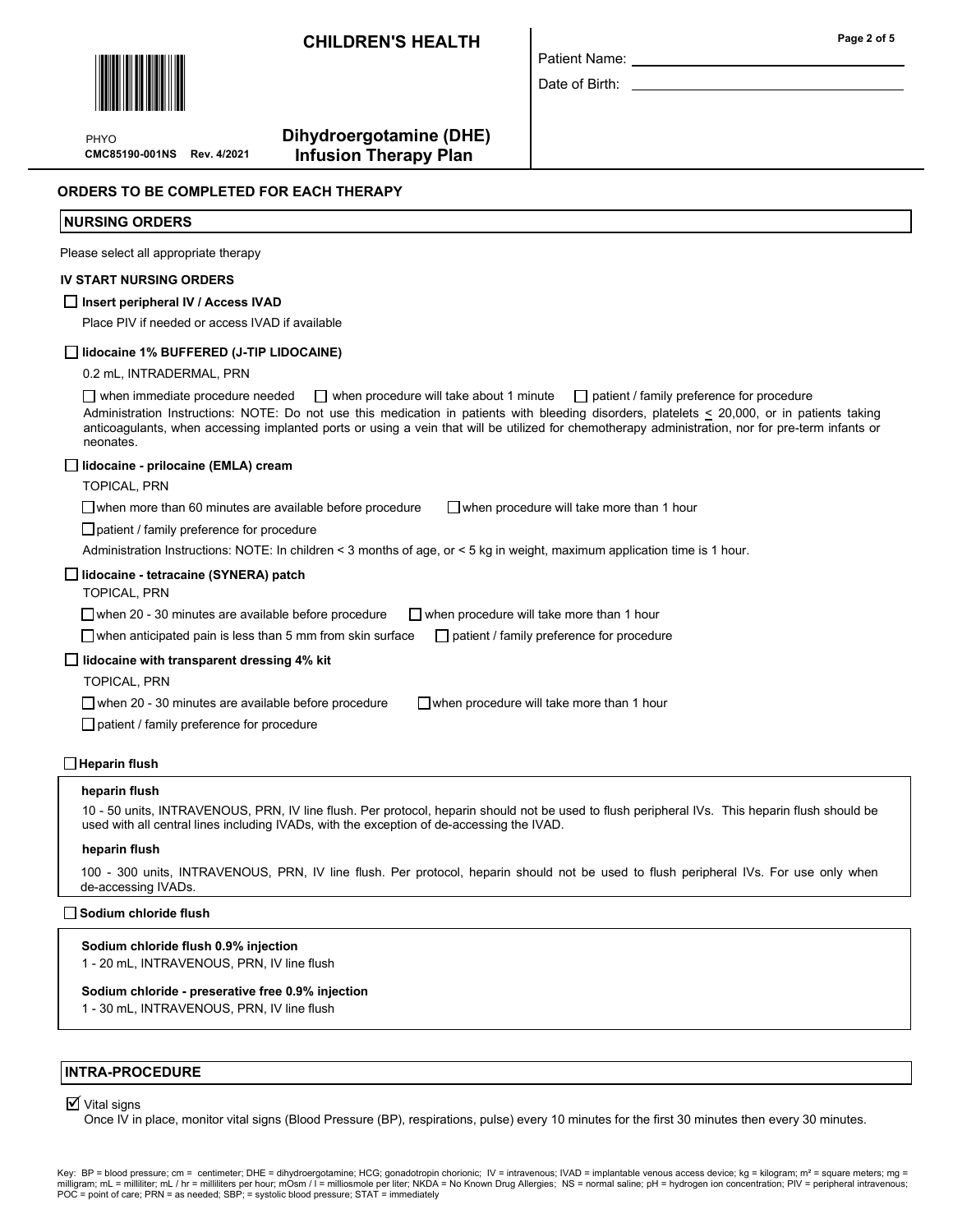**CHILDREN'S HEALTH**

PHYO
**CMC85190-001NS Rev. 4/2021**

**Dihydroergotamine (DHE) Infusion Therapy Plan**

Patient Name: ______________________

Date of Birth: ______________________

## ORDERS TO BE COMPLETED FOR EACH THERAPY

### NURSING ORDERS

Please select all appropriate therapy

**IV START NURSING ORDERS**

☐ **Insert peripheral IV / Access IVAD**

Place PIV if needed or access IVAD if available

☐ **lidocaine 1% BUFFERED (J-TIP LIDOCAINE)**

0.2 mL, INTRADERMAL, PRN

☐ when immediate procedure needed ☐ when procedure will take about 1 minute ☐ patient / family preference for procedure

Administration Instructions: NOTE: Do not use this medication in patients with bleeding disorders, platelets ≤ 20,000, or in patients taking anticoagulants, when accessing implanted ports or using a vein that will be utilized for chemotherapy administration, nor for pre-term infants or neonates.

☐ **lidocaine - prilocaine (EMLA) cream**

TOPICAL, PRN

☐ when more than 60 minutes are available before procedure ☐ when procedure will take more than 1 hour

☐ patient / family preference for procedure

Administration Instructions: NOTE: In children < 3 months of age, or < 5 kg in weight, maximum application time is 1 hour.

☐ **lidocaine - tetracaine (SYNERA) patch**

TOPICAL, PRN

☐ when 20 - 30 minutes are available before procedure ☐ when procedure will take more than 1 hour

☐ when anticipated pain is less than 5 mm from skin surface ☐ patient / family preference for procedure

☐ **lidocaine with transparent dressing 4% kit**

TOPICAL, PRN

☐ when 20 - 30 minutes are available before procedure ☐ when procedure will take more than 1 hour

☐ patient / family preference for procedure

☐ **Heparin flush**

**heparin flush**

10 - 50 units, INTRAVENOUS, PRN, IV line flush. Per protocol, heparin should not be used to flush peripheral IVs. This heparin flush should be used with all central lines including IVADs, with the exception of de-accessing the IVAD.

**heparin flush**

100 - 300 units, INTRAVENOUS, PRN, IV line flush. Per protocol, heparin should not be used to flush peripheral IVs. For use only when de-accessing IVADs.

☐ **Sodium chloride flush**

**Sodium chloride flush 0.9% injection**

1 - 20 mL, INTRAVENOUS, PRN, IV line flush

**Sodium chloride - preserative free 0.9% injection**

1 - 30 mL, INTRAVENOUS, PRN, IV line flush

### INTRA-PROCEDURE

☑ Vital signs

Once IV in place, monitor vital signs (Blood Pressure (BP), respirations, pulse) every 10 minutes for the first 30 minutes then every 30 minutes.

Key: BP = blood pressure; cm = centimeter; DHE = dihydroergotamine; HCG; gonadotropin chorionic; IV = intravenous; IVAD = implantable venous access device; kg = kilogram; m² = square meters; mg = milligram; mL = milliliter; mL / hr = milliliters per hour; mOsm / l = milliosmole per liter; NKDA = No Known Drug Allergies; NS = normal saline; pH = hydrogen ion concentration; PIV = peripheral intravenous; POC = point of care; PRN = as needed; SBP; = systolic blood pressure; STAT = immediately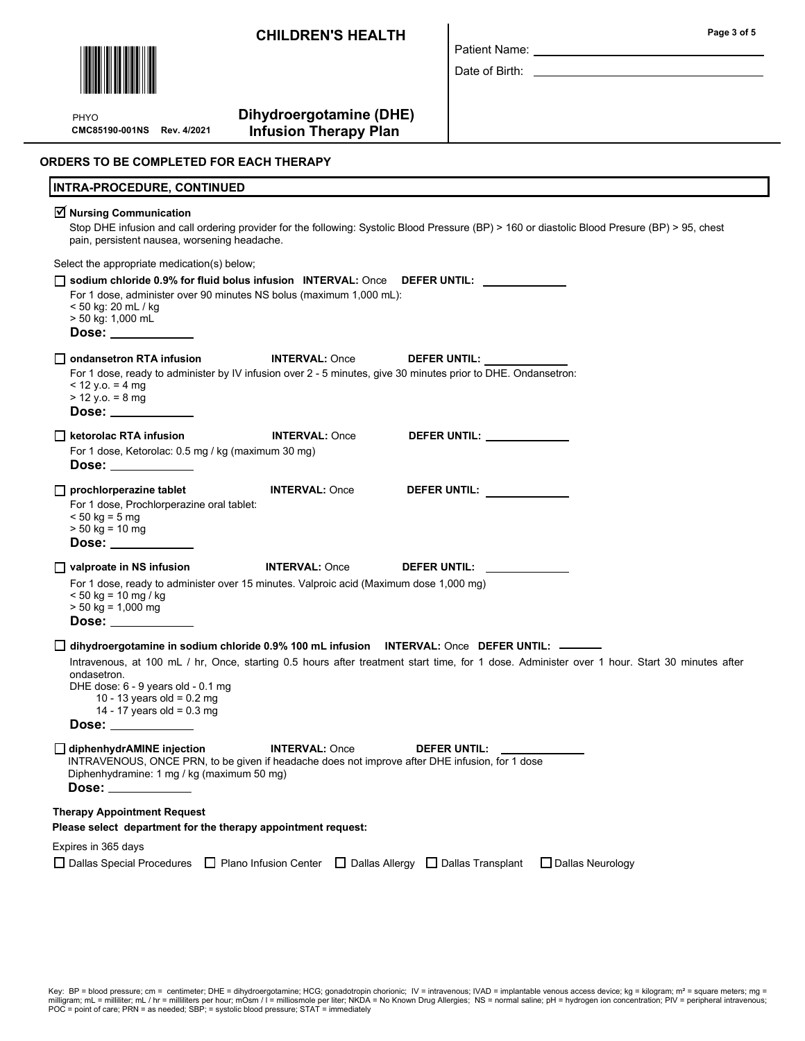**CHILDREN'S HEALTH**

Patient Name: ______________________

Date of Birth: ______________________

PHYO
**CMC85190-001NS Rev. 4/2021**

## Dihydroergotamine (DHE) Infusion Therapy Plan

### ORDERS TO BE COMPLETED FOR EACH THERAPY

### INTRA-PROCEDURE, CONTINUED

☑ **Nursing Communication**
Stop DHE infusion and call ordering provider for the following: Systolic Blood Pressure (BP) > 160 or diastolic Blood Presure (BP) > 95, chest pain, persistent nausea, worsening headache.

Select the appropriate medication(s) below;

☐ **sodium chloride 0.9% for fluid bolus infusion INTERVAL:** Once **DEFER UNTIL:** ____________
For 1 dose, administer over 90 minutes NS bolus (maximum 1,000 mL):
< 50 kg: 20 mL / kg
> 50 kg: 1,000 mL
**Dose:** ____________

☐ **ondansetron RTA infusion** **INTERVAL:** Once **DEFER UNTIL:** ____________
For 1 dose, ready to administer by IV infusion over 2 - 5 minutes, give 30 minutes prior to DHE. Ondansetron:
< 12 y.o. = 4 mg
> 12 y.o. = 8 mg
**Dose:** ____________

☐ **ketorolac RTA infusion** **INTERVAL:** Once **DEFER UNTIL:** ____________
For 1 dose, Ketorolac: 0.5 mg / kg (maximum 30 mg)
**Dose:** ____________

☐ **prochlorperazine tablet** **INTERVAL:** Once **DEFER UNTIL:** ____________
For 1 dose, Prochlorperazine oral tablet:
< 50 kg = 5 mg
> 50 kg = 10 mg
**Dose:** ____________

☐ **valproate in NS infusion** **INTERVAL:** Once **DEFER UNTIL:** ____________
For 1 dose, ready to administer over 15 minutes. Valproic acid (Maximum dose 1,000 mg)
< 50 kg = 10 mg / kg
> 50 kg = 1,000 mg
**Dose:** ____________

☐ **dihydroergotamine in sodium chloride 0.9% 100 mL infusion INTERVAL:** Once **DEFER UNTIL:** ______
Intravenous, at 100 mL / hr, Once, starting 0.5 hours after treatment start time, for 1 dose. Administer over 1 hour. Start 30 minutes after ondansetron.
DHE dose: 6 - 9 years old - 0.1 mg
10 - 13 years old = 0.2 mg
14 - 17 years old = 0.3 mg
**Dose:** ____________

☐ **diphenhydrAMINE injection** **INTERVAL:** Once **DEFER UNTIL:** ____________
INTRAVENOUS, ONCE PRN, to be given if headache does not improve after DHE infusion, for 1 dose
Diphenhydramine: 1 mg / kg (maximum 50 mg)
**Dose:** ____________

**Therapy Appointment Request**
**Please select department for the therapy appointment request:**

Expires in 365 days

☐ Dallas Special Procedures ☐ Plano Infusion Center ☐ Dallas Allergy ☐ Dallas Transplant ☐ Dallas Neurology

Key: BP = blood pressure; cm = centimeter; DHE = dihydroergotamine; HCG; gonadotropin chorionic; IV = intravenous; IVAD = implantable venous access device; kg = kilogram; m² = square meters; mg = milligram; mL = milliliter; mL / hr = milliliters per hour; mOsm / l = milliosmole per liter; NKDA = No Known Drug Allergies; NS = normal saline; pH = hydrogen ion concentration; PIV = peripheral intravenous; POC = point of care; PRN = as needed; SBP; = systolic blood pressure; STAT = immediately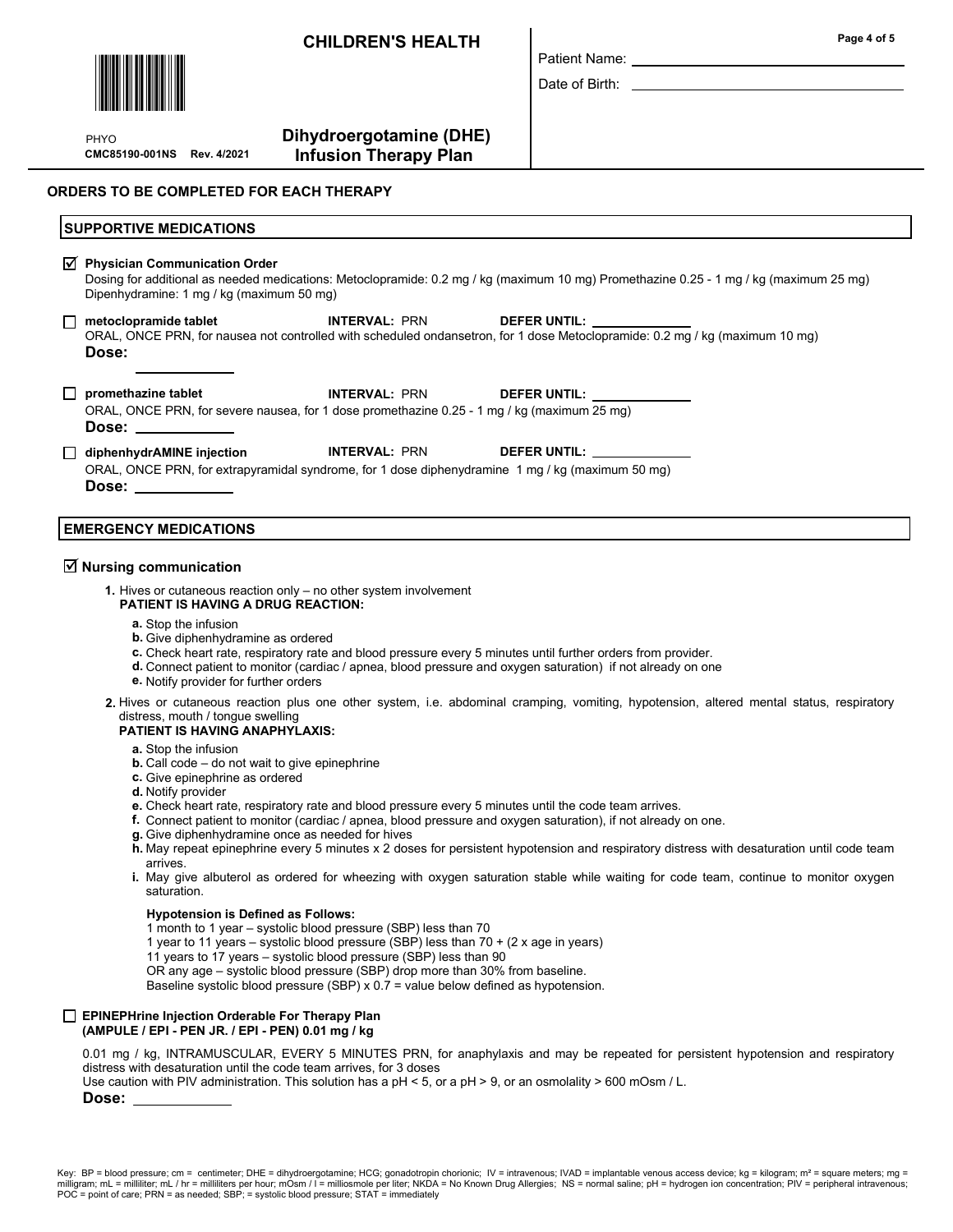**CHILDREN'S HEALTH**

PHYO
**CMC85190-001NS Rev. 4/2021**

**Dihydroergotamine (DHE) Infusion Therapy Plan**

Patient Name: ______________________

Date of Birth: ______________________

## ORDERS TO BE COMPLETED FOR EACH THERAPY

### SUPPORTIVE MEDICATIONS

☑ **Physician Communication Order**
Dosing for additional as needed medications: Metoclopramide: 0.2 mg / kg (maximum 10 mg) Promethazine 0.25 - 1 mg / kg (maximum 25 mg) Dipenhydramine: 1 mg / kg (maximum 50 mg)

☐ **metoclopramide tablet** **INTERVAL:** PRN **DEFER UNTIL:** ____________
ORAL, ONCE PRN, for nausea not controlled with scheduled ondansetron, for 1 dose Metoclopramide: 0.2 mg / kg (maximum 10 mg)
**Dose:** ____________

☐ **promethazine tablet** **INTERVAL:** PRN **DEFER UNTIL:** ____________
ORAL, ONCE PRN, for severe nausea, for 1 dose promethazine 0.25 - 1 mg / kg (maximum 25 mg)
**Dose:** ____________

☐ **diphenhydrAMINE injection** **INTERVAL:** PRN **DEFER UNTIL:** ____________
ORAL, ONCE PRN, for extrapyramidal syndrome, for 1 dose diphenydramine 1 mg / kg (maximum 50 mg)
**Dose:** ____________

### EMERGENCY MEDICATIONS

☑ **Nursing communication**

1. Hives or cutaneous reaction only – no other system involvement
   **PATIENT IS HAVING A DRUG REACTION:**
   a. Stop the infusion
   b. Give diphenhydramine as ordered
   c. Check heart rate, respiratory rate and blood pressure every 5 minutes until further orders from provider.
   d. Connect patient to monitor (cardiac / apnea, blood pressure and oxygen saturation) if not already on one
   e. Notify provider for further orders

2. Hives or cutaneous reaction plus one other system, i.e. abdominal cramping, vomiting, hypotension, altered mental status, respiratory distress, mouth / tongue swelling
   **PATIENT IS HAVING ANAPHYLAXIS:**
   a. Stop the infusion
   b. Call code – do not wait to give epinephrine
   c. Give epinephrine as ordered
   d. Notify provider
   e. Check heart rate, respiratory rate and blood pressure every 5 minutes until the code team arrives.
   f. Connect patient to monitor (cardiac / apnea, blood pressure and oxygen saturation), if not already on one.
   g. Give diphenhydramine once as needed for hives
   h. May repeat epinephrine every 5 minutes x 2 doses for persistent hypotension and respiratory distress with desaturation until code team arrives.
   i. May give albuterol as ordered for wheezing with oxygen saturation stable while waiting for code team, continue to monitor oxygen saturation.

   **Hypotension is Defined as Follows:**
   1 month to 1 year – systolic blood pressure (SBP) less than 70
   1 year to 11 years – systolic blood pressure (SBP) less than 70 + (2 x age in years)
   11 years to 17 years – systolic blood pressure (SBP) less than 90
   OR any age – systolic blood pressure (SBP) drop more than 30% from baseline.
   Baseline systolic blood pressure (SBP) x 0.7 = value below defined as hypotension.

☐ **EPINEPHrine Injection Orderable For Therapy Plan (AMPULE / EPI - PEN JR. / EPI - PEN) 0.01 mg / kg**

0.01 mg / kg, INTRAMUSCULAR, EVERY 5 MINUTES PRN, for anaphylaxis and may be repeated for persistent hypotension and respiratory distress with desaturation until the code team arrives, for 3 doses
Use caution with PIV administration. This solution has a pH < 5, or a pH > 9, or an osmolality > 600 mOsm / L.
**Dose:** ____________

Key: BP = blood pressure; cm = centimeter; DHE = dihydroergotamine; HCG; gonadotropin chorionic; IV = intravenous; IVAD = implantable venous access device; kg = kilogram; m² = square meters; mg = milligram; mL = milliliter; mL / hr = milliliters per hour; mOsm / l = milliosmole per liter; NKDA = No Known Drug Allergies; NS = normal saline; pH = hydrogen ion concentration; PIV = peripheral intravenous; POC = point of care; PRN = as needed; SBP; = systolic blood pressure; STAT = immediately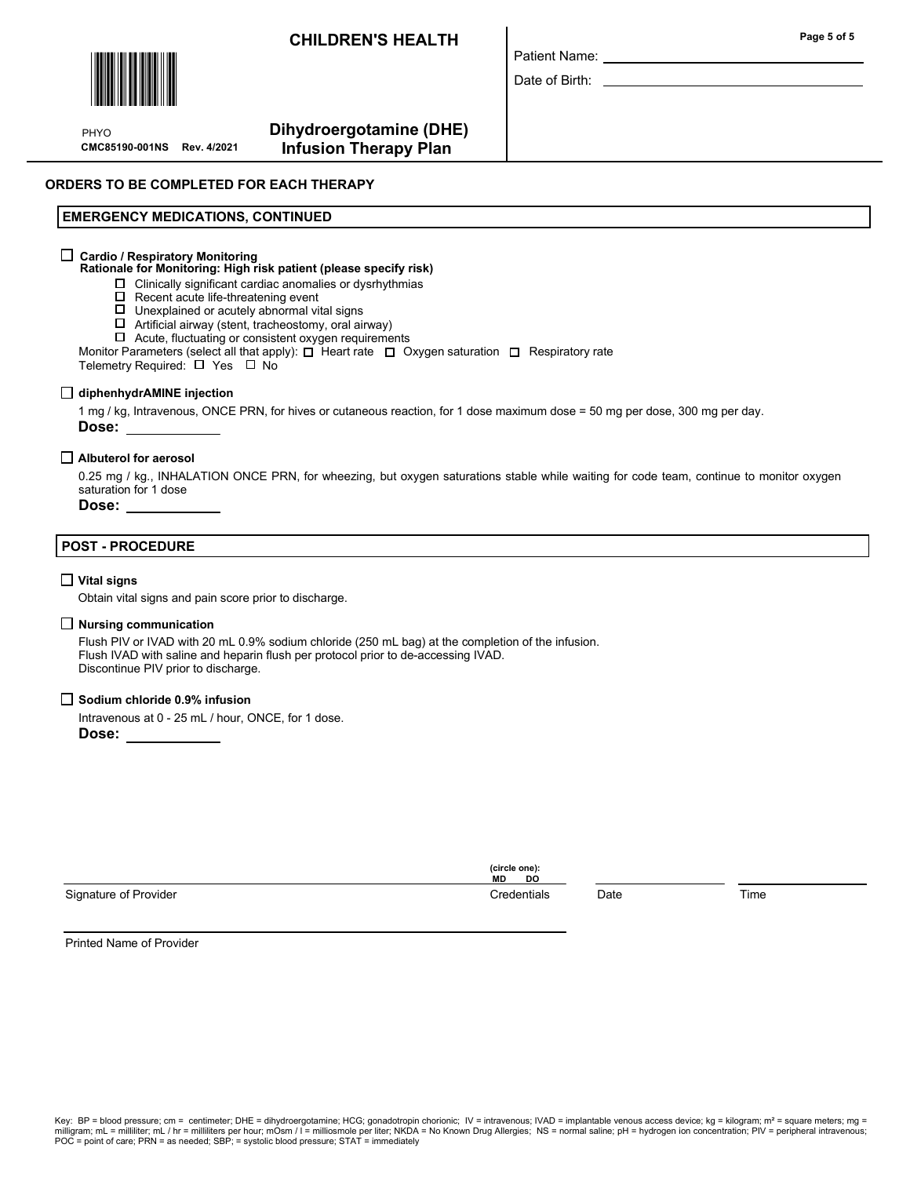# CHILDREN'S HEALTH

Patient Name: \_\_\_\_\_\_\_\_\_\_\_\_\_\_\_\_\_\_\_\_

Date of Birth: \_\_\_\_\_\_\_\_\_\_\_\_\_\_\_\_\_\_\_\_

PHYO

**CMC85190-001NS Rev. 4/2021**

## Dihydroergotamine (DHE) Infusion Therapy Plan

## ORDERS TO BE COMPLETED FOR EACH THERAPY

### EMERGENCY MEDICATIONS, CONTINUED

☐ **Cardio / Respiratory Monitoring**

**Rationale for Monitoring: High risk patient (please specify risk)**

- ☐ Clinically significant cardiac anomalies or dysrhythmias
- ☐ Recent acute life-threatening event
- ☐ Unexplained or acutely abnormal vital signs
- ☐ Artificial airway (stent, tracheostomy, oral airway)
- ☐ Acute, fluctuating or consistent oxygen requirements

Monitor Parameters (select all that apply): ☐ Heart rate ☐ Oxygen saturation ☐ Respiratory rate

Telemetry Required: ☐ Yes ☐ No

☐ **diphenhydrAMINE injection**

1 mg / kg, Intravenous, ONCE PRN, for hives or cutaneous reaction, for 1 dose maximum dose = 50 mg per dose, 300 mg per day.

**Dose:** \_\_\_\_\_\_\_\_\_\_

☐ **Albuterol for aerosol**

0.25 mg / kg., INHALATION ONCE PRN, for wheezing, but oxygen saturations stable while waiting for code team, continue to monitor oxygen saturation for 1 dose

**Dose:** \_\_\_\_\_\_\_\_\_\_

### POST - PROCEDURE

☐ **Vital signs**

Obtain vital signs and pain score prior to discharge.

☐ **Nursing communication**

Flush PIV or IVAD with 20 mL 0.9% sodium chloride (250 mL bag) at the completion of the infusion.
Flush IVAD with saline and heparin flush per protocol prior to de-accessing IVAD.
Discontinue PIV prior to discharge.

☐ **Sodium chloride 0.9% infusion**

Intravenous at 0 - 25 mL / hour, ONCE, for 1 dose.

**Dose:** \_\_\_\_\_\_\_\_\_\_

\_\_\_\_\_\_\_\_\_\_\_\_\_\_\_\_\_\_\_\_ (circle one): MD DO \_\_\_\_\_\_\_\_\_\_ \_\_\_\_\_\_\_\_\_\_

Signature of Provider | Credentials | Date | Time

\_\_\_\_\_\_\_\_\_\_\_\_\_\_\_\_\_\_\_\_

Printed Name of Provider

Key: BP = blood pressure; cm = centimeter; DHE = dihydroergotamine; HCG; gonadotropin chorionic; IV = intravenous; IVAD = implantable venous access device; kg = kilogram; m² = square meters; mg = milligram; mL = milliliter; mL / hr = milliliters per hour; mOsm / l = milliosmole per liter; NKDA = No Known Drug Allergies; NS = normal saline; pH = hydrogen ion concentration; PIV = peripheral intravenous; POC = point of care; PRN = as needed; SBP; = systolic blood pressure; STAT = immediately